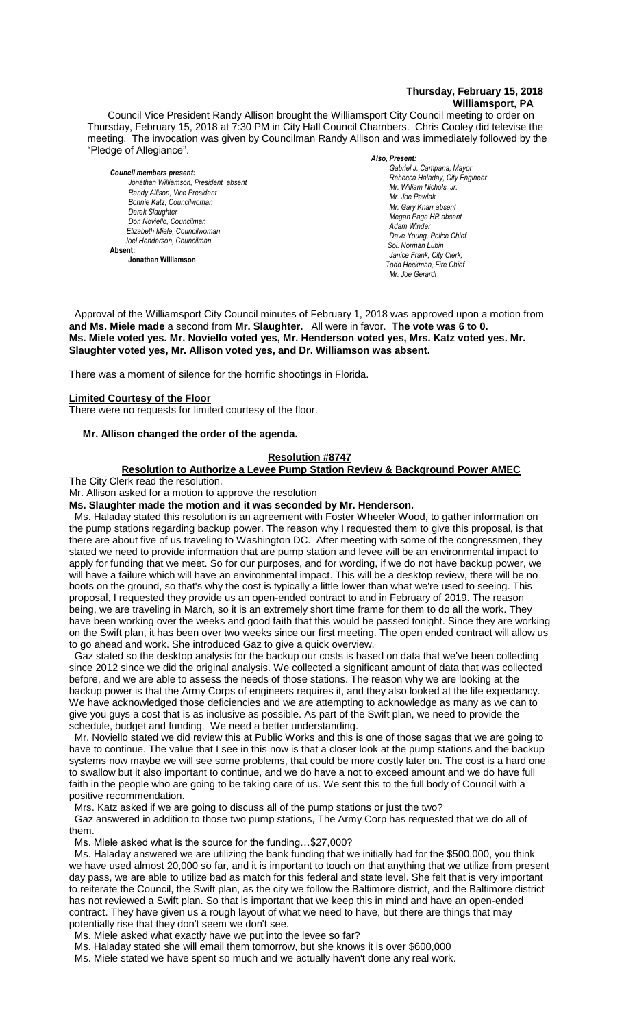**Thursday, February 15, 2018**
**Williamsport, PA**

Council Vice President Randy Allison brought the Williamsport City Council meeting to order on Thursday, February 15, 2018 at 7:30 PM in City Hall Council Chambers. Chris Cooley did televise the meeting. The invocation was given by Councilman Randy Allison and was immediately followed by the "Pledge of Allegiance".

***Council members present:***
*Jonathan Williamson, President absent*
*Randy Allison, Vice President*
*Bonnie Katz, Councilwoman*
*Derek Slaughter*
*Don Noviello, Councilman*
*Elizabeth Miele, Councilwoman*
*Joel Henderson, Councilman*
**Absent:**
**Jonathan Williamson**

***Also, Present:***
*Gabriel J. Campana, Mayor*
*Rebecca Haladay, City Engineer*
*Mr. William Nichols, Jr.*
*Mr. Joe Pawlak*
*Mr. Gary Knarr absent*
*Megan Page HR absent*
*Adam Winder*
*Dave Young, Police Chief*
*Sol. Norman Lubin*
*Janice Frank, City Clerk,*
*Todd Heckman, Fire Chief*
*Mr. Joe Gerardi*

Approval of the Williamsport City Council minutes of February 1, 2018 was approved upon a motion from **and Ms. Miele made** a second from **Mr. Slaughter.** All were in favor. **The vote was 6 to 0. Ms. Miele voted yes. Mr. Noviello voted yes, Mr. Henderson voted yes, Mrs. Katz voted yes. Mr. Slaughter voted yes, Mr. Allison voted yes, and Dr. Williamson was absent.**

There was a moment of silence for the horrific shootings in Florida.

**Limited Courtesy of the Floor**

There were no requests for limited courtesy of the floor.

**Mr. Allison changed the order of the agenda.**

**Resolution #8747**

**Resolution to Authorize a Levee Pump Station Review & Background Power AMEC**

The City Clerk read the resolution.

Mr. Allison asked for a motion to approve the resolution

**Ms. Slaughter made the motion and it was seconded by Mr. Henderson.**

Ms. Haladay stated this resolution is an agreement with Foster Wheeler Wood, to gather information on the pump stations regarding backup power. The reason why I requested them to give this proposal, is that there are about five of us traveling to Washington DC. After meeting with some of the congressmen, they stated we need to provide information that are pump station and levee will be an environmental impact to apply for funding that we meet. So for our purposes, and for wording, if we do not have backup power, we will have a failure which will have an environmental impact. This will be a desktop review, there will be no boots on the ground, so that's why the cost is typically a little lower than what we're used to seeing. This proposal, I requested they provide us an open-ended contract to and in February of 2019. The reason being, we are traveling in March, so it is an extremely short time frame for them to do all the work. They have been working over the weeks and good faith that this would be passed tonight. Since they are working on the Swift plan, it has been over two weeks since our first meeting. The open ended contract will allow us to go ahead and work. She introduced Gaz to give a quick overview.

Gaz stated so the desktop analysis for the backup our costs is based on data that we've been collecting since 2012 since we did the original analysis. We collected a significant amount of data that was collected before, and we are able to assess the needs of those stations. The reason why we are looking at the backup power is that the Army Corps of engineers requires it, and they also looked at the life expectancy. We have acknowledged those deficiencies and we are attempting to acknowledge as many as we can to give you guys a cost that is as inclusive as possible. As part of the Swift plan, we need to provide the schedule, budget and funding. We need a better understanding.

Mr. Noviello stated we did review this at Public Works and this is one of those sagas that we are going to have to continue. The value that I see in this now is that a closer look at the pump stations and the backup systems now maybe we will see some problems, that could be more costly later on. The cost is a hard one to swallow but it also important to continue, and we do have a not to exceed amount and we do have full faith in the people who are going to be taking care of us. We sent this to the full body of Council with a positive recommendation.

Mrs. Katz asked if we are going to discuss all of the pump stations or just the two?

Gaz answered in addition to those two pump stations, The Army Corp has requested that we do all of them.

Ms. Miele asked what is the source for the funding…$27,000?

Ms. Haladay answered we are utilizing the bank funding that we initially had for the $500,000, you think we have used almost 20,000 so far, and it is important to touch on that anything that we utilize from present day pass, we are able to utilize bad as match for this federal and state level. She felt that is very important to reiterate the Council, the Swift plan, as the city we follow the Baltimore district, and the Baltimore district has not reviewed a Swift plan. So that is important that we keep this in mind and have an open-ended contract. They have given us a rough layout of what we need to have, but there are things that may potentially rise that they don't seem we don't see.

Ms. Miele asked what exactly have we put into the levee so far?

Ms. Haladay stated she will email them tomorrow, but she knows it is over $600,000

Ms. Miele stated we have spent so much and we actually haven't done any real work.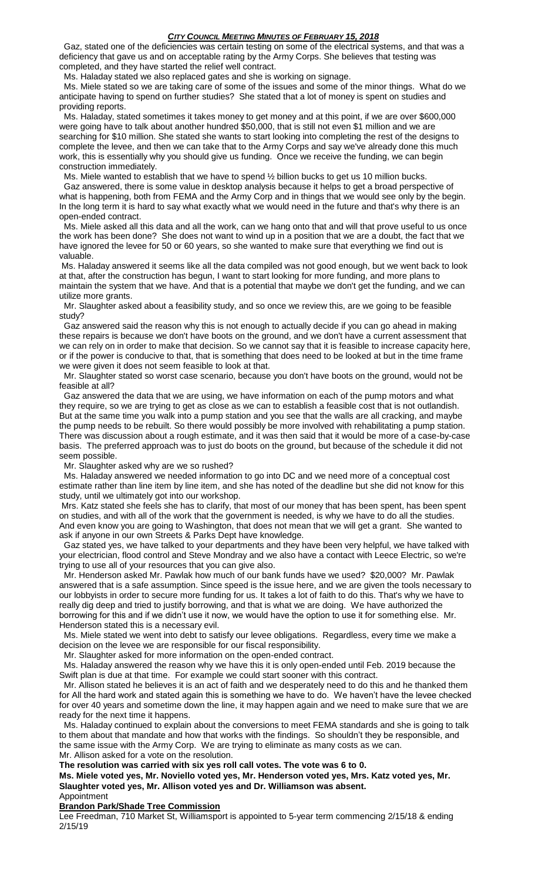Gaz, stated one of the deficiencies was certain testing on some of the electrical systems, and that was a deficiency that gave us and on acceptable rating by the Army Corps. She believes that testing was completed, and they have started the relief well contract.

Ms. Haladay stated we also replaced gates and she is working on signage.

Ms. Miele stated so we are taking care of some of the issues and some of the minor things. What do we anticipate having to spend on further studies? She stated that a lot of money is spent on studies and providing reports.

Ms. Haladay, stated sometimes it takes money to get money and at this point, if we are over $600,000 were going have to talk about another hundred $50,000, that is still not even $1 million and we are searching for $10 million. She stated she wants to start looking into completing the rest of the designs to complete the levee, and then we can take that to the Army Corps and say we've already done this much work, this is essentially why you should give us funding. Once we receive the funding, we can begin construction immediately.

Ms. Miele wanted to establish that we have to spend ½ billion bucks to get us 10 million bucks.

Gaz answered, there is some value in desktop analysis because it helps to get a broad perspective of what is happening, both from FEMA and the Army Corp and in things that we would see only by the begin. In the long term it is hard to say what exactly what we would need in the future and that's why there is an open-ended contract.

Ms. Miele asked all this data and all the work, can we hang onto that and will that prove useful to us once the work has been done? She does not want to wind up in a position that we are a doubt, the fact that we have ignored the levee for 50 or 60 years, so she wanted to make sure that everything we find out is valuable.

Ms. Haladay answered it seems like all the data compiled was not good enough, but we went back to look at that, after the construction has begun, I want to start looking for more funding, and more plans to maintain the system that we have. And that is a potential that maybe we don't get the funding, and we can utilize more grants.

Mr. Slaughter asked about a feasibility study, and so once we review this, are we going to be feasible study?

Gaz answered said the reason why this is not enough to actually decide if you can go ahead in making these repairs is because we don't have boots on the ground, and we don't have a current assessment that we can rely on in order to make that decision. So we cannot say that it is feasible to increase capacity here, or if the power is conducive to that, that is something that does need to be looked at but in the time frame we were given it does not seem feasible to look at that.

Mr. Slaughter stated so worst case scenario, because you don't have boots on the ground, would not be feasible at all?

Gaz answered the data that we are using, we have information on each of the pump motors and what they require, so we are trying to get as close as we can to establish a feasible cost that is not outlandish. But at the same time you walk into a pump station and you see that the walls are all cracking, and maybe the pump needs to be rebuilt. So there would possibly be more involved with rehabilitating a pump station. There was discussion about a rough estimate, and it was then said that it would be more of a case-by-case basis. The preferred approach was to just do boots on the ground, but because of the schedule it did not seem possible.

Mr. Slaughter asked why are we so rushed?

Ms. Haladay answered we needed information to go into DC and we need more of a conceptual cost estimate rather than line item by line item, and she has noted of the deadline but she did not know for this study, until we ultimately got into our workshop.

Mrs. Katz stated she feels she has to clarify, that most of our money that has been spent, has been spent on studies, and with all of the work that the government is needed, is why we have to do all the studies. And even know you are going to Washington, that does not mean that we will get a grant. She wanted to ask if anyone in our own Streets & Parks Dept have knowledge.

Gaz stated yes, we have talked to your departments and they have been very helpful, we have talked with your electrician, flood control and Steve Mondray and we also have a contact with Leece Electric, so we're trying to use all of your resources that you can give also.

Mr. Henderson asked Mr. Pawlak how much of our bank funds have we used? $20,000? Mr. Pawlak answered that is a safe assumption. Since speed is the issue here, and we are given the tools necessary to our lobbyists in order to secure more funding for us. It takes a lot of faith to do this. That's why we have to really dig deep and tried to justify borrowing, and that is what we are doing. We have authorized the borrowing for this and if we didn't use it now, we would have the option to use it for something else. Mr. Henderson stated this is a necessary evil.

Ms. Miele stated we went into debt to satisfy our levee obligations. Regardless, every time we make a decision on the levee we are responsible for our fiscal responsibility.

Mr. Slaughter asked for more information on the open-ended contract.

Ms. Haladay answered the reason why we have this it is only open-ended until Feb. 2019 because the Swift plan is due at that time. For example we could start sooner with this contract.

Mr. Allison stated he believes it is an act of faith and we desperately need to do this and he thanked them for All the hard work and stated again this is something we have to do. We haven't have the levee checked for over 40 years and sometime down the line, it may happen again and we need to make sure that we are ready for the next time it happens.

Ms. Haladay continued to explain about the conversions to meet FEMA standards and she is going to talk to them about that mandate and how that works with the findings. So shouldn't they be responsible, and the same issue with the Army Corp. We are trying to eliminate as many costs as we can.

Mr. Allison asked for a vote on the resolution.

**The resolution was carried with six yes roll call votes. The vote was 6 to 0.**

**Ms. Miele voted yes, Mr. Noviello voted yes, Mr. Henderson voted yes, Mrs. Katz voted yes, Mr. Slaughter voted yes, Mr. Allison voted yes and Dr. Williamson was absent.**

Appointment

**Brandon Park/Shade Tree Commission**

Lee Freedman, 710 Market St, Williamsport is appointed to 5-year term commencing 2/15/18 & ending 2/15/19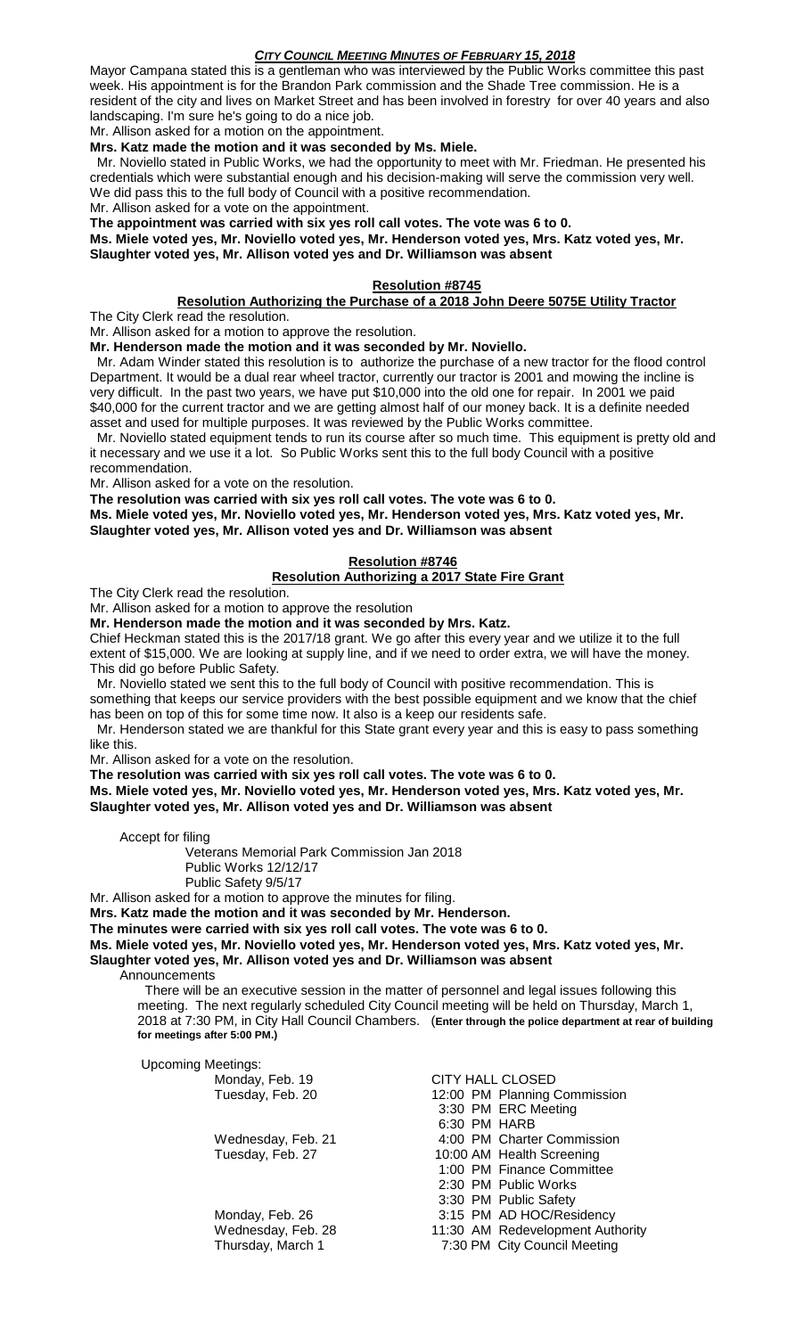Mayor Campana stated this is a gentleman who was interviewed by the Public Works committee this past week. His appointment is for the Brandon Park commission and the Shade Tree commission. He is a resident of the city and lives on Market Street and has been involved in forestry for over 40 years and also landscaping. I'm sure he's going to do a nice job.

Mr. Allison asked for a motion on the appointment.

**Mrs. Katz made the motion and it was seconded by Ms. Miele.**

Mr. Noviello stated in Public Works, we had the opportunity to meet with Mr. Friedman. He presented his credentials which were substantial enough and his decision-making will serve the commission very well. We did pass this to the full body of Council with a positive recommendation.

Mr. Allison asked for a vote on the appointment.

**The appointment was carried with six yes roll call votes. The vote was 6 to 0.**

**Ms. Miele voted yes, Mr. Noviello voted yes, Mr. Henderson voted yes, Mrs. Katz voted yes, Mr. Slaughter voted yes, Mr. Allison voted yes and Dr. Williamson was absent**

## Resolution #8745

### Resolution Authorizing the Purchase of a 2018 John Deere 5075E Utility Tractor

The City Clerk read the resolution.

Mr. Allison asked for a motion to approve the resolution.

**Mr. Henderson made the motion and it was seconded by Mr. Noviello.**

Mr. Adam Winder stated this resolution is to authorize the purchase of a new tractor for the flood control Department. It would be a dual rear wheel tractor, currently our tractor is 2001 and mowing the incline is very difficult. In the past two years, we have put $10,000 into the old one for repair. In 2001 we paid $40,000 for the current tractor and we are getting almost half of our money back. It is a definite needed asset and used for multiple purposes. It was reviewed by the Public Works committee.

Mr. Noviello stated equipment tends to run its course after so much time. This equipment is pretty old and it necessary and we use it a lot. So Public Works sent this to the full body Council with a positive recommendation.

Mr. Allison asked for a vote on the resolution.

**The resolution was carried with six yes roll call votes. The vote was 6 to 0.**

**Ms. Miele voted yes, Mr. Noviello voted yes, Mr. Henderson voted yes, Mrs. Katz voted yes, Mr. Slaughter voted yes, Mr. Allison voted yes and Dr. Williamson was absent**

## Resolution #8746

### Resolution Authorizing a 2017 State Fire Grant

The City Clerk read the resolution.

Mr. Allison asked for a motion to approve the resolution

**Mr. Henderson made the motion and it was seconded by Mrs. Katz.**

Chief Heckman stated this is the 2017/18 grant. We go after this every year and we utilize it to the full extent of $15,000. We are looking at supply line, and if we need to order extra, we will have the money. This did go before Public Safety.

Mr. Noviello stated we sent this to the full body of Council with positive recommendation. This is something that keeps our service providers with the best possible equipment and we know that the chief has been on top of this for some time now. It also is a keep our residents safe.

Mr. Henderson stated we are thankful for this State grant every year and this is easy to pass something like this.

Mr. Allison asked for a vote on the resolution.

**The resolution was carried with six yes roll call votes. The vote was 6 to 0.**

**Ms. Miele voted yes, Mr. Noviello voted yes, Mr. Henderson voted yes, Mrs. Katz voted yes, Mr. Slaughter voted yes, Mr. Allison voted yes and Dr. Williamson was absent**

Accept for filing

- Veterans Memorial Park Commission Jan 2018
- Public Works 12/12/17
- Public Safety 9/5/17

Mr. Allison asked for a motion to approve the minutes for filing.

**Mrs. Katz made the motion and it was seconded by Mr. Henderson.**

**The minutes were carried with six yes roll call votes. The vote was 6 to 0.**

**Ms. Miele voted yes, Mr. Noviello voted yes, Mr. Henderson voted yes, Mrs. Katz voted yes, Mr. Slaughter voted yes, Mr. Allison voted yes and Dr. Williamson was absent**

Announcements

There will be an executive session in the matter of personnel and legal issues following this meeting. The next regularly scheduled City Council meeting will be held on Thursday, March 1, 2018 at 7:30 PM, in City Hall Council Chambers. (**Enter through the police department at rear of building for meetings after 5:00 PM.**)

Upcoming Meetings:

| | |
|---|---|
| Monday, Feb. 19 | CITY HALL CLOSED |
| Tuesday, Feb. 20 | 12:00 PM Planning Commission |
| | 3:30 PM ERC Meeting |
| | 6:30 PM HARB |
| Wednesday, Feb. 21 | 4:00 PM Charter Commission |
| Tuesday, Feb. 27 | 10:00 AM Health Screening |
| | 1:00 PM Finance Committee |
| | 2:30 PM Public Works |
| | 3:30 PM Public Safety |
| Monday, Feb. 26 | 3:15 PM AD HOC/Residency |
| Wednesday, Feb. 28 | 11:30 AM Redevelopment Authority |
| Thursday, March 1 | 7:30 PM City Council Meeting |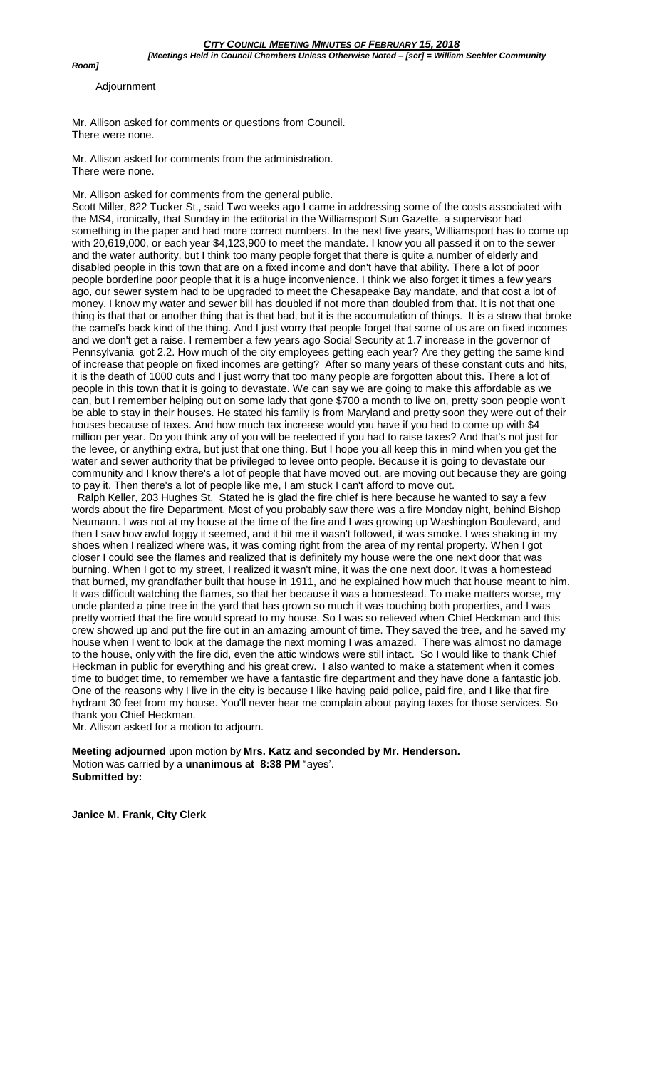Adjournment

Mr. Allison asked for comments or questions from Council.
There were none.

Mr. Allison asked for comments from the administration.
There were none.

Mr. Allison asked for comments from the general public.

Scott Miller, 822 Tucker St., said Two weeks ago I came in addressing some of the costs associated with the MS4, ironically, that Sunday in the editorial in the Williamsport Sun Gazette, a supervisor had something in the paper and had more correct numbers. In the next five years, Williamsport has to come up with 20,619,000, or each year $4,123,900 to meet the mandate. I know you all passed it on to the sewer and the water authority, but I think too many people forget that there is quite a number of elderly and disabled people in this town that are on a fixed income and don't have that ability. There a lot of poor people borderline poor people that it is a huge inconvenience. I think we also forget it times a few years ago, our sewer system had to be upgraded to meet the Chesapeake Bay mandate, and that cost a lot of money. I know my water and sewer bill has doubled if not more than doubled from that. It is not that one thing is that that or another thing that is that bad, but it is the accumulation of things. It is a straw that broke the camel's back kind of the thing. And I just worry that people forget that some of us are on fixed incomes and we don't get a raise. I remember a few years ago Social Security at 1.7 increase in the governor of Pennsylvania got 2.2. How much of the city employees getting each year? Are they getting the same kind of increase that people on fixed incomes are getting? After so many years of these constant cuts and hits, it is the death of 1000 cuts and I just worry that too many people are forgotten about this. There a lot of people in this town that it is going to devastate. We can say we are going to make this affordable as we can, but I remember helping out on some lady that gone $700 a month to live on, pretty soon people won't be able to stay in their houses. He stated his family is from Maryland and pretty soon they were out of their houses because of taxes. And how much tax increase would you have if you had to come up with $4 million per year. Do you think any of you will be reelected if you had to raise taxes? And that's not just for the levee, or anything extra, but just that one thing. But I hope you all keep this in mind when you get the water and sewer authority that be privileged to levee onto people. Because it is going to devastate our community and I know there's a lot of people that have moved out, are moving out because they are going to pay it. Then there's a lot of people like me, I am stuck I can't afford to move out.

Ralph Keller, 203 Hughes St. Stated he is glad the fire chief is here because he wanted to say a few words about the fire Department. Most of you probably saw there was a fire Monday night, behind Bishop Neumann. I was not at my house at the time of the fire and I was growing up Washington Boulevard, and then I saw how awful foggy it seemed, and it hit me it wasn't followed, it was smoke. I was shaking in my shoes when I realized where was, it was coming right from the area of my rental property. When I got closer I could see the flames and realized that is definitely my house were the one next door that was burning. When I got to my street, I realized it wasn't mine, it was the one next door. It was a homestead that burned, my grandfather built that house in 1911, and he explained how much that house meant to him. It was difficult watching the flames, so that her because it was a homestead. To make matters worse, my uncle planted a pine tree in the yard that has grown so much it was touching both properties, and I was pretty worried that the fire would spread to my house. So I was so relieved when Chief Heckman and this crew showed up and put the fire out in an amazing amount of time. They saved the tree, and he saved my house when I went to look at the damage the next morning I was amazed. There was almost no damage to the house, only with the fire did, even the attic windows were still intact. So I would like to thank Chief Heckman in public for everything and his great crew. I also wanted to make a statement when it comes time to budget time, to remember we have a fantastic fire department and they have done a fantastic job. One of the reasons why I live in the city is because I like having paid police, paid fire, and I like that fire hydrant 30 feet from my house. You'll never hear me complain about paying taxes for those services. So thank you Chief Heckman.

Mr. Allison asked for a motion to adjourn.

**Meeting adjourned** upon motion by **Mrs. Katz and seconded by Mr. Henderson.**
Motion was carried by a **unanimous at 8:38 PM** "ayes'.
**Submitted by:**

**Janice M. Frank, City Clerk**